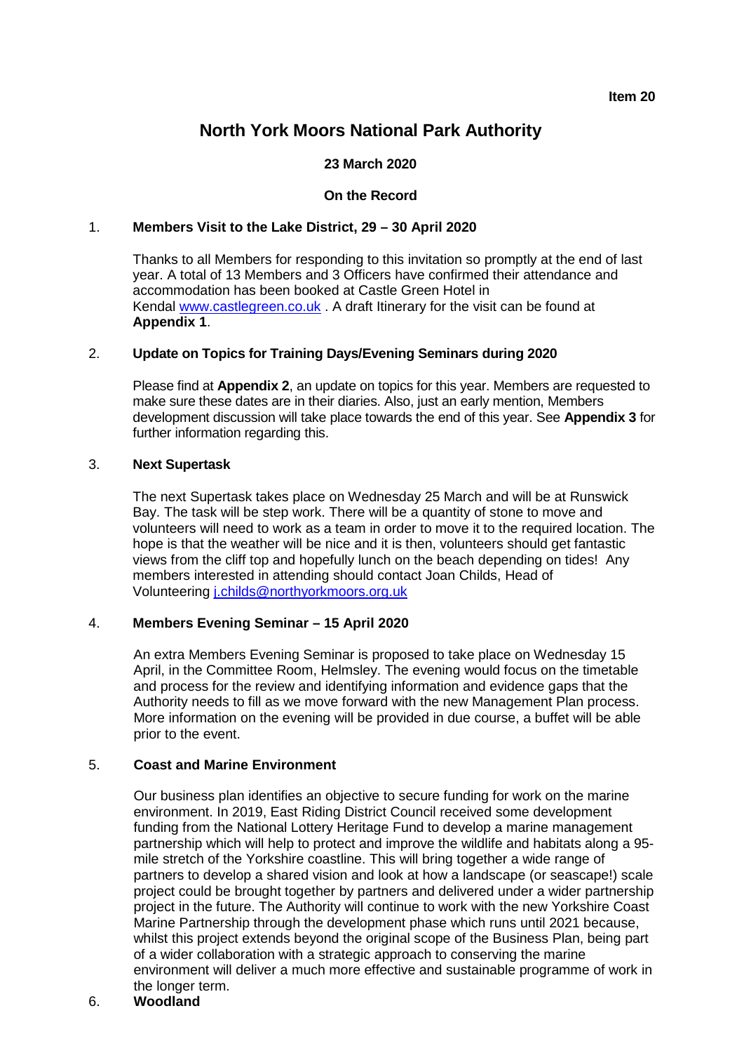**Item 20**

# North York Moors National Park Authority

**23 March 2020**

**On the Record**

1. **Members Visit to the Lake District, 29 – 30 April 2020**

   Thanks to all Members for responding to this invitation so promptly at the end of last year. A total of 13 Members and 3 Officers have confirmed their attendance and accommodation has been booked at Castle Green Hotel in Kendal www.castlegreen.co.uk . A draft Itinerary for the visit can be found at **Appendix 1**.

2. **Update on Topics for Training Days/Evening Seminars during 2020**

   Please find at **Appendix 2**, an update on topics for this year. Members are requested to make sure these dates are in their diaries. Also, just an early mention, Members development discussion will take place towards the end of this year. See **Appendix 3** for further information regarding this.

3. **Next Supertask**

   The next Supertask takes place on Wednesday 25 March and will be at Runswick Bay. The task will be step work. There will be a quantity of stone to move and volunteers will need to work as a team in order to move it to the required location. The hope is that the weather will be nice and it is then, volunteers should get fantastic views from the cliff top and hopefully lunch on the beach depending on tides! Any members interested in attending should contact Joan Childs, Head of Volunteering j.childs@northyorkmoors.org.uk

4. **Members Evening Seminar – 15 April 2020**

   An extra Members Evening Seminar is proposed to take place on Wednesday 15 April, in the Committee Room, Helmsley. The evening would focus on the timetable and process for the review and identifying information and evidence gaps that the Authority needs to fill as we move forward with the new Management Plan process. More information on the evening will be provided in due course, a buffet will be able prior to the event.

5. **Coast and Marine Environment**

   Our business plan identifies an objective to secure funding for work on the marine environment. In 2019, East Riding District Council received some development funding from the National Lottery Heritage Fund to develop a marine management partnership which will help to protect and improve the wildlife and habitats along a 95-mile stretch of the Yorkshire coastline. This will bring together a wide range of partners to develop a shared vision and look at how a landscape (or seascape!) scale project could be brought together by partners and delivered under a wider partnership project in the future. The Authority will continue to work with the new Yorkshire Coast Marine Partnership through the development phase which runs until 2021 because, whilst this project extends beyond the original scope of the Business Plan, being part of a wider collaboration with a strategic approach to conserving the marine environment will deliver a much more effective and sustainable programme of work in the longer term.

6. **Woodland**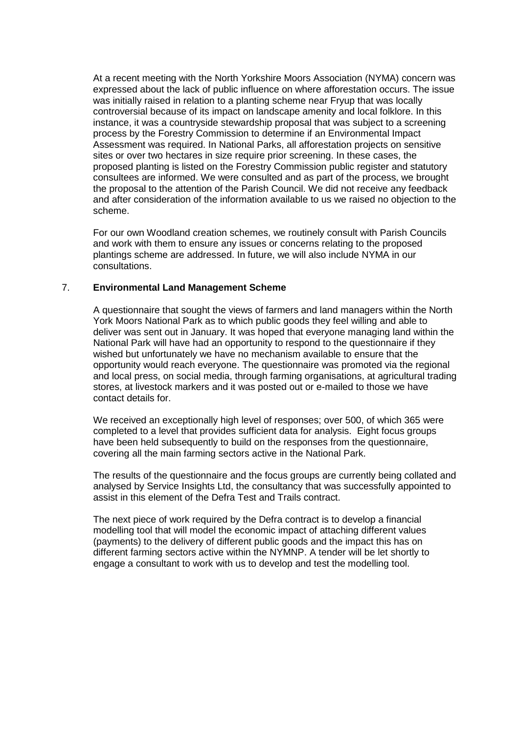At a recent meeting with the North Yorkshire Moors Association (NYMA) concern was expressed about the lack of public influence on where afforestation occurs. The issue was initially raised in relation to a planting scheme near Fryup that was locally controversial because of its impact on landscape amenity and local folklore. In this instance, it was a countryside stewardship proposal that was subject to a screening process by the Forestry Commission to determine if an Environmental Impact Assessment was required. In National Parks, all afforestation projects on sensitive sites or over two hectares in size require prior screening. In these cases, the proposed planting is listed on the Forestry Commission public register and statutory consultees are informed. We were consulted and as part of the process, we brought the proposal to the attention of the Parish Council. We did not receive any feedback and after consideration of the information available to us we raised no objection to the scheme.

For our own Woodland creation schemes, we routinely consult with Parish Councils and work with them to ensure any issues or concerns relating to the proposed plantings scheme are addressed. In future, we will also include NYMA in our consultations.

## 7. Environmental Land Management Scheme

A questionnaire that sought the views of farmers and land managers within the North York Moors National Park as to which public goods they feel willing and able to deliver was sent out in January. It was hoped that everyone managing land within the National Park will have had an opportunity to respond to the questionnaire if they wished but unfortunately we have no mechanism available to ensure that the opportunity would reach everyone. The questionnaire was promoted via the regional and local press, on social media, through farming organisations, at agricultural trading stores, at livestock markers and it was posted out or e-mailed to those we have contact details for.

We received an exceptionally high level of responses; over 500, of which 365 were completed to a level that provides sufficient data for analysis. Eight focus groups have been held subsequently to build on the responses from the questionnaire, covering all the main farming sectors active in the National Park.

The results of the questionnaire and the focus groups are currently being collated and analysed by Service Insights Ltd, the consultancy that was successfully appointed to assist in this element of the Defra Test and Trails contract.

The next piece of work required by the Defra contract is to develop a financial modelling tool that will model the economic impact of attaching different values (payments) to the delivery of different public goods and the impact this has on different farming sectors active within the NYMNP. A tender will be let shortly to engage a consultant to work with us to develop and test the modelling tool.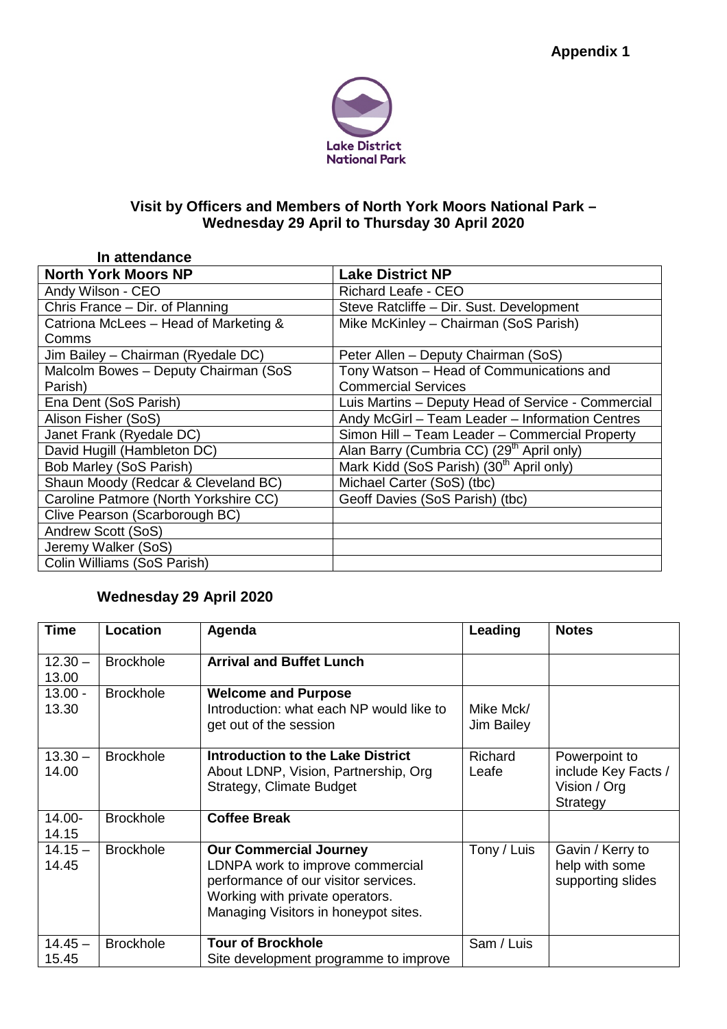**Appendix 1**

Lake District National Park

## Visit by Officers and Members of North York Moors National Park – Wednesday 29 April to Thursday 30 April 2020

### In attendance

| North York Moors NP | Lake District NP |
|---|---|
| Andy Wilson - CEO | Richard Leafe - CEO |
| Chris France – Dir. of Planning | Steve Ratcliffe – Dir. Sust. Development |
| Catriona McLees – Head of Marketing & Comms | Mike McKinley – Chairman (SoS Parish) |
| Jim Bailey – Chairman (Ryedale DC) | Peter Allen – Deputy Chairman (SoS) |
| Malcolm Bowes – Deputy Chairman (SoS Parish) | Tony Watson – Head of Communications and Commercial Services |
| Ena Dent (SoS Parish) | Luis Martins – Deputy Head of Service - Commercial |
| Alison Fisher (SoS) | Andy McGirl – Team Leader – Information Centres |
| Janet Frank (Ryedale DC) | Simon Hill – Team Leader – Commercial Property |
| David Hugill (Hambleton DC) | Alan Barry (Cumbria CC) (29th April only) |
| Bob Marley (SoS Parish) | Mark Kidd (SoS Parish) (30th April only) |
| Shaun Moody (Redcar & Cleveland BC) | Michael Carter (SoS) (tbc) |
| Caroline Patmore (North Yorkshire CC) | Geoff Davies (SoS Parish) (tbc) |
| Clive Pearson (Scarborough BC) | |
| Andrew Scott (SoS) | |
| Jeremy Walker (SoS) | |
| Colin Williams (SoS Parish) | |

### Wednesday 29 April 2020

| Time | Location | Agenda | Leading | Notes |
|---|---|---|---|---|
| 12.30 – 13.00 | Brockhole | **Arrival and Buffet Lunch** | | |
| 13.00 - 13.30 | Brockhole | **Welcome and Purpose**<br>Introduction: what each NP would like to get out of the session | Mike Mck/ Jim Bailey | |
| 13.30 – 14.00 | Brockhole | **Introduction to the Lake District**<br>About LDNP, Vision, Partnership, Org Strategy, Climate Budget | Richard Leafe | Powerpoint to include Key Facts / Vision / Org Strategy |
| 14.00- 14.15 | Brockhole | **Coffee Break** | | |
| 14.15 – 14.45 | Brockhole | **Our Commercial Journey**<br>LDNPA work to improve commercial performance of our visitor services. Working with private operators. Managing Visitors in honeypot sites. | Tony / Luis | Gavin / Kerry to help with some supporting slides |
| 14.45 – 15.45 | Brockhole | **Tour of Brockhole**<br>Site development programme to improve | Sam / Luis | |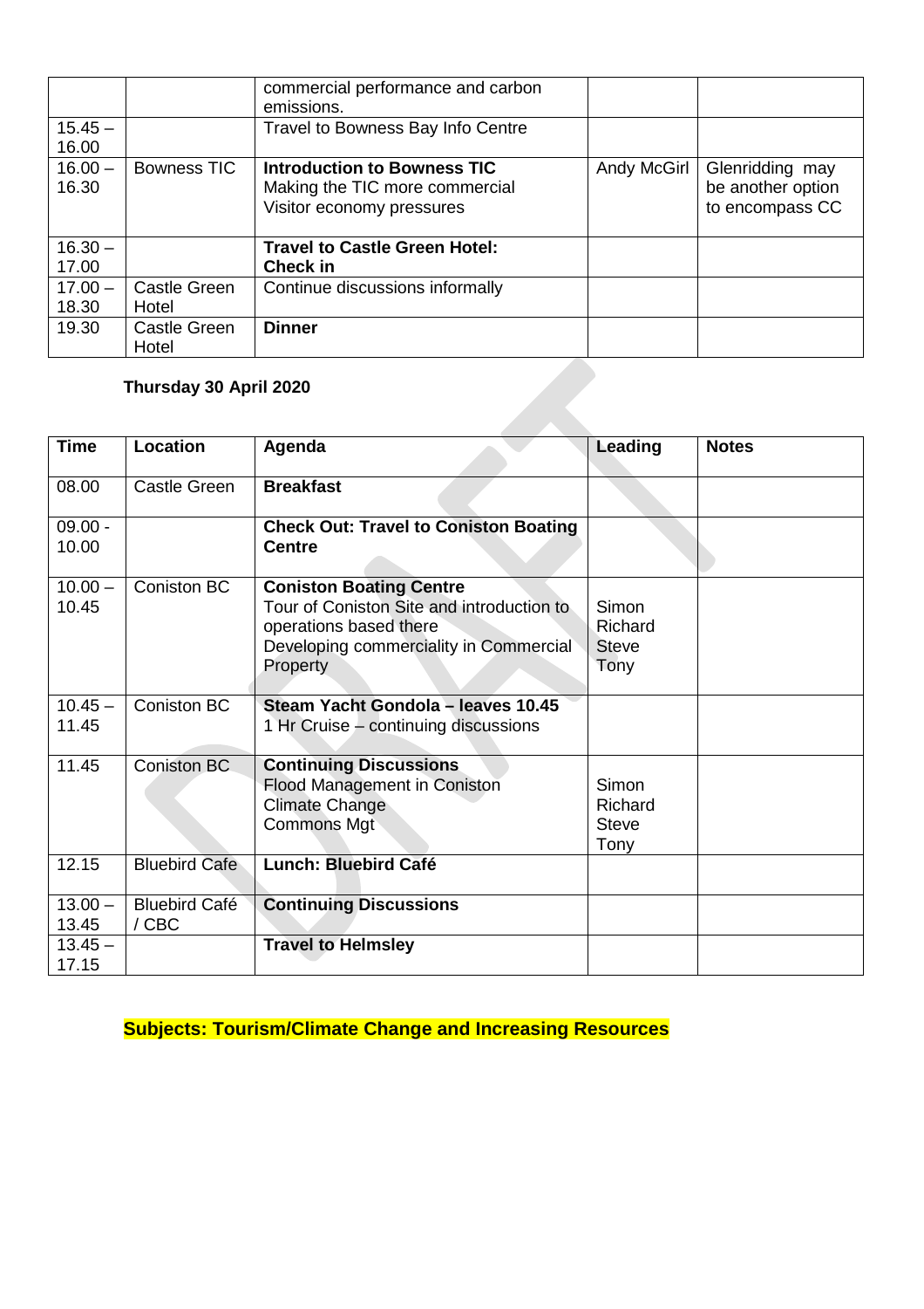| | | | | |
|---|---|---|---|---|
| | | commercial performance and carbon emissions. | | |
| 15.45 – 16.00 | | Travel to Bowness Bay Info Centre | | |
| 16.00 – 16.30 | Bowness TIC | **Introduction to Bowness TIC**<br>Making the TIC more commercial<br>Visitor economy pressures | Andy McGirl | Glenridding may be another option to encompass CC |
| 16.30 – 17.00 | | **Travel to Castle Green Hotel: Check in** | | |
| 17.00 – 18.30 | Castle Green Hotel | Continue discussions informally | | |
| 19.30 | Castle Green Hotel | **Dinner** | | |

**Thursday 30 April 2020**

| Time | Location | Agenda | Leading | Notes |
|---|---|---|---|---|
| 08.00 | Castle Green | **Breakfast** | | |
| 09.00 - 10.00 | | **Check Out: Travel to Coniston Boating Centre** | | |
| 10.00 – 10.45 | Coniston BC | **Coniston Boating Centre**<br>Tour of Coniston Site and introduction to operations based there<br>Developing commerciality in Commercial Property | Simon<br>Richard<br>Steve<br>Tony | |
| 10.45 – 11.45 | Coniston BC | **Steam Yacht Gondola – leaves 10.45**<br>1 Hr Cruise – continuing discussions | | |
| 11.45 | Coniston BC | **Continuing Discussions**<br>Flood Management in Coniston<br>Climate Change<br>Commons Mgt | Simon<br>Richard<br>Steve<br>Tony | |
| 12.15 | Bluebird Cafe | **Lunch: Bluebird Café** | | |
| 13.00 – 13.45 | Bluebird Café / CBC | **Continuing Discussions** | | |
| 13.45 – 17.15 | | **Travel to Helmsley** | | |

**Subjects: Tourism/Climate Change and Increasing Resources**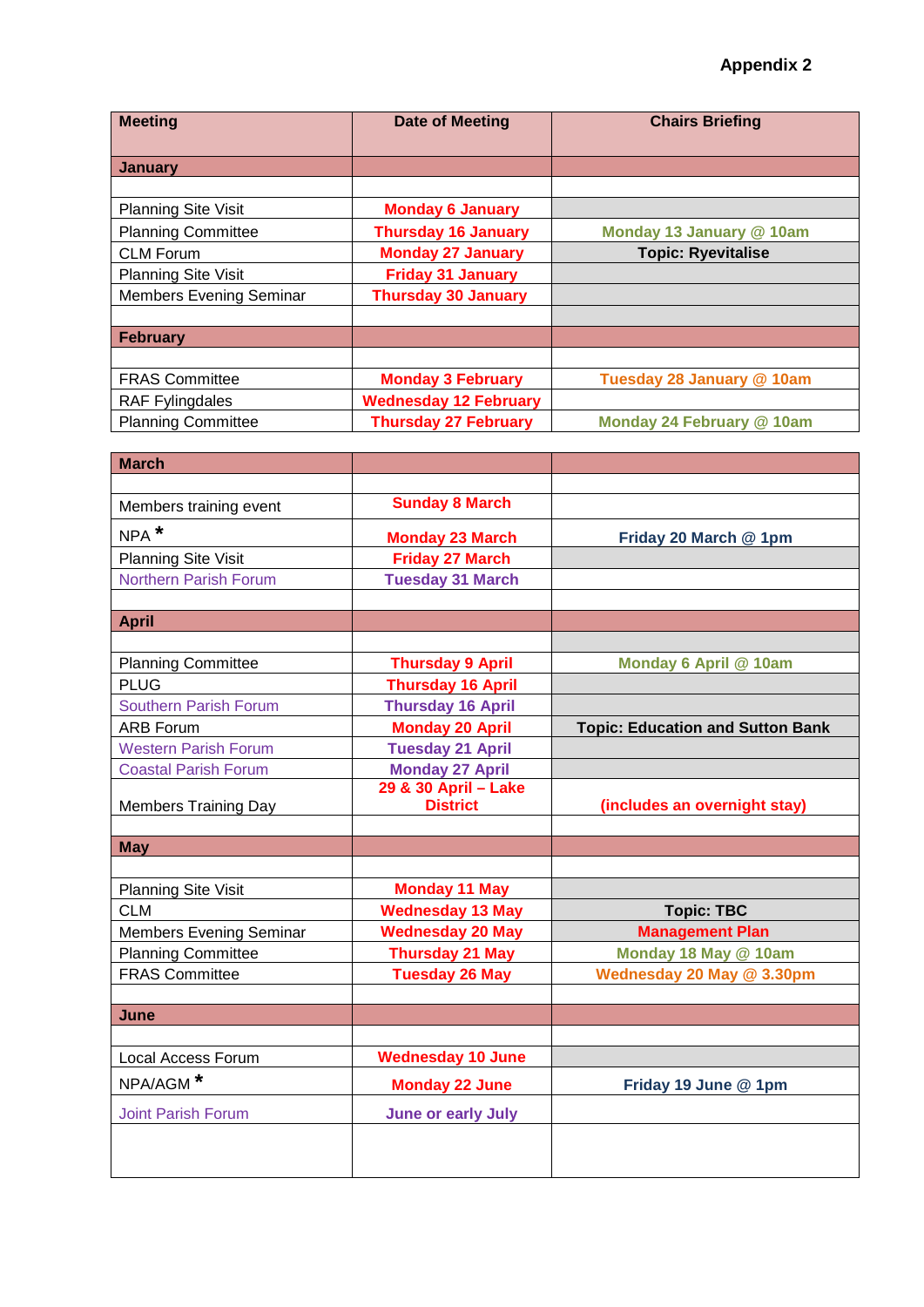**Appendix 2**

| Meeting | Date of Meeting | Chairs Briefing |
|---|---|---|
| **January** | | |
| | | |
| Planning Site Visit | **Monday 6 January** | |
| Planning Committee | **Thursday 16 January** | **Monday 13 January @ 10am** |
| CLM Forum | **Monday 27 January** | **Topic: Ryevitalise** |
| Planning Site Visit | **Friday 31 January** | |
| Members Evening Seminar | **Thursday 30 January** | |
| | | |
| **February** | | |
| | | |
| FRAS Committee | **Monday 3 February** | **Tuesday 28 January @ 10am** |
| RAF Fylingdales | **Wednesday 12 February** | |
| Planning Committee | **Thursday 27 February** | **Monday 24 February @ 10am** |
| **March** | | |
| | | |
| Members training event | **Sunday 8 March** | |
| NPA * | **Monday 23 March** | **Friday 20 March @ 1pm** |
| Planning Site Visit | **Friday 27 March** | |
| Northern Parish Forum | **Tuesday 31 March** | |
| | | |
| **April** | | |
| | | |
| Planning Committee | **Thursday 9 April** | **Monday 6 April @ 10am** |
| PLUG | **Thursday 16 April** | |
| Southern Parish Forum | **Thursday 16 April** | |
| ARB Forum | **Monday 20 April** | **Topic: Education and Sutton Bank** |
| Western Parish Forum | **Tuesday 21 April** | |
| Coastal Parish Forum | **Monday 27 April** | |
| Members Training Day | **29 & 30 April – Lake District** | **(includes an overnight stay)** |
| | | |
| **May** | | |
| | | |
| Planning Site Visit | **Monday 11 May** | |
| CLM | **Wednesday 13 May** | **Topic: TBC** |
| Members Evening Seminar | **Wednesday 20 May** | **Management Plan** |
| Planning Committee | **Thursday 21 May** | **Monday 18 May @ 10am** |
| FRAS Committee | **Tuesday 26 May** | **Wednesday 20 May @ 3.30pm** |
| | | |
| **June** | | |
| | | |
| Local Access Forum | **Wednesday 10 June** | |
| NPA/AGM * | **Monday 22 June** | **Friday 19 June @ 1pm** |
| Joint Parish Forum | **June or early July** | |
| | | |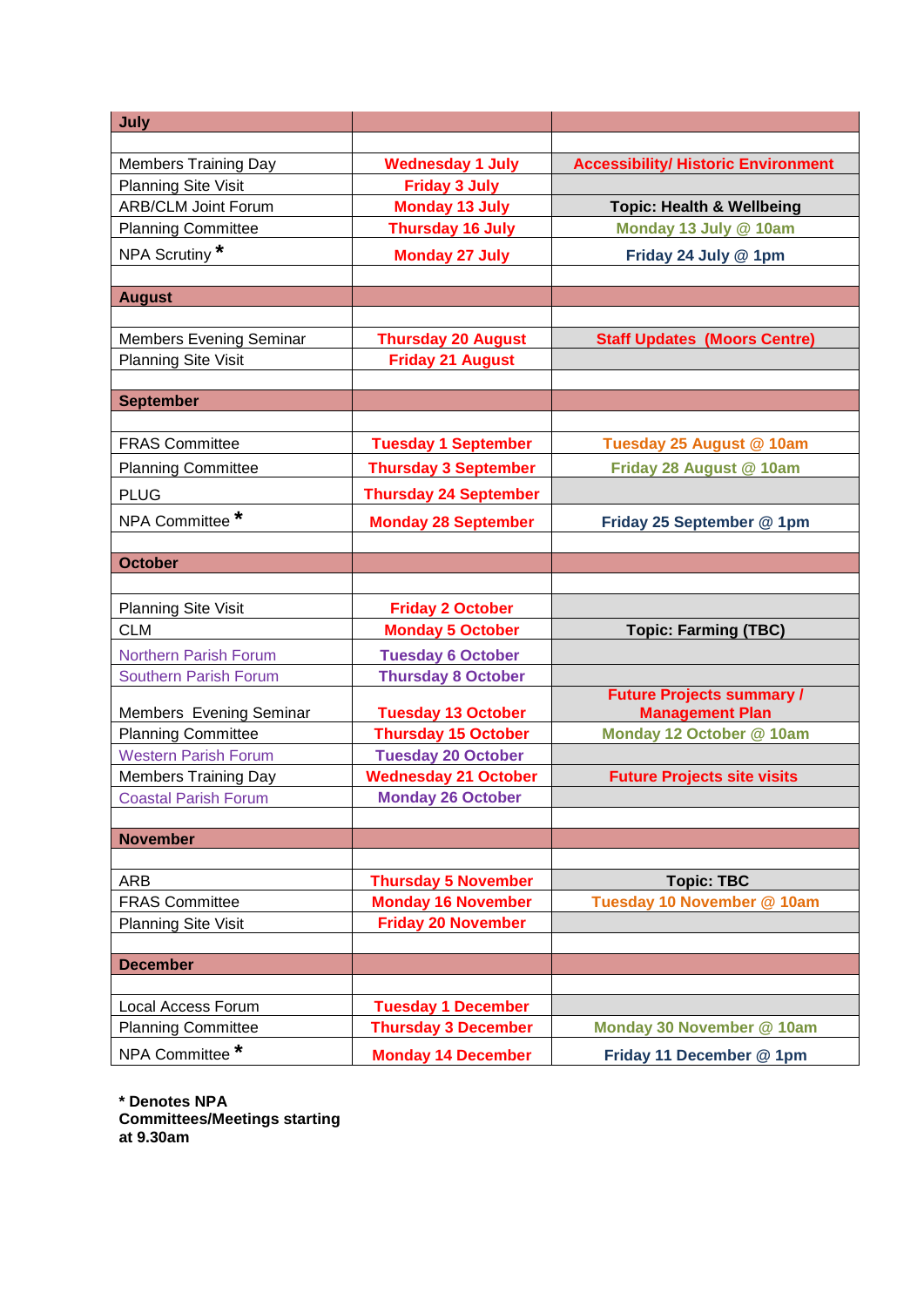| | | |
|---|---|---|
| **July** | | |
| | | |
| Members Training Day | **Wednesday 1 July** | **Accessibility/ Historic Environment** |
| Planning Site Visit | **Friday 3 July** | |
| ARB/CLM Joint Forum | **Monday 13 July** | **Topic: Health & Wellbeing** |
| Planning Committee | **Thursday 16 July** | **Monday 13 July @ 10am** |
| NPA Scrutiny * | **Monday 27 July** | **Friday 24 July @ 1pm** |
| | | |
| **August** | | |
| | | |
| Members Evening Seminar | **Thursday 20 August** | **Staff Updates (Moors Centre)** |
| Planning Site Visit | **Friday 21 August** | |
| | | |
| **September** | | |
| | | |
| FRAS Committee | **Tuesday 1 September** | **Tuesday 25 August @ 10am** |
| Planning Committee | **Thursday 3 September** | **Friday 28 August @ 10am** |
| PLUG | **Thursday 24 September** | |
| NPA Committee * | **Monday 28 September** | **Friday 25 September @ 1pm** |
| | | |
| **October** | | |
| | | |
| Planning Site Visit | **Friday 2 October** | |
| CLM | **Monday 5 October** | **Topic: Farming (TBC)** |
| Northern Parish Forum | **Tuesday 6 October** | |
| Southern Parish Forum | **Thursday 8 October** | |
| Members Evening Seminar | **Tuesday 13 October** | **Future Projects summary / Management Plan** |
| Planning Committee | **Thursday 15 October** | **Monday 12 October @ 10am** |
| Western Parish Forum | **Tuesday 20 October** | |
| Members Training Day | **Wednesday 21 October** | **Future Projects site visits** |
| Coastal Parish Forum | **Monday 26 October** | |
| | | |
| **November** | | |
| | | |
| ARB | **Thursday 5 November** | **Topic: TBC** |
| FRAS Committee | **Monday 16 November** | **Tuesday 10 November @ 10am** |
| Planning Site Visit | **Friday 20 November** | |
| | | |
| **December** | | |
| | | |
| Local Access Forum | **Tuesday 1 December** | |
| Planning Committee | **Thursday 3 December** | **Monday 30 November @ 10am** |
| NPA Committee * | **Monday 14 December** | **Friday 11 December @ 1pm** |

**\* Denotes NPA Committees/Meetings starting at 9.30am**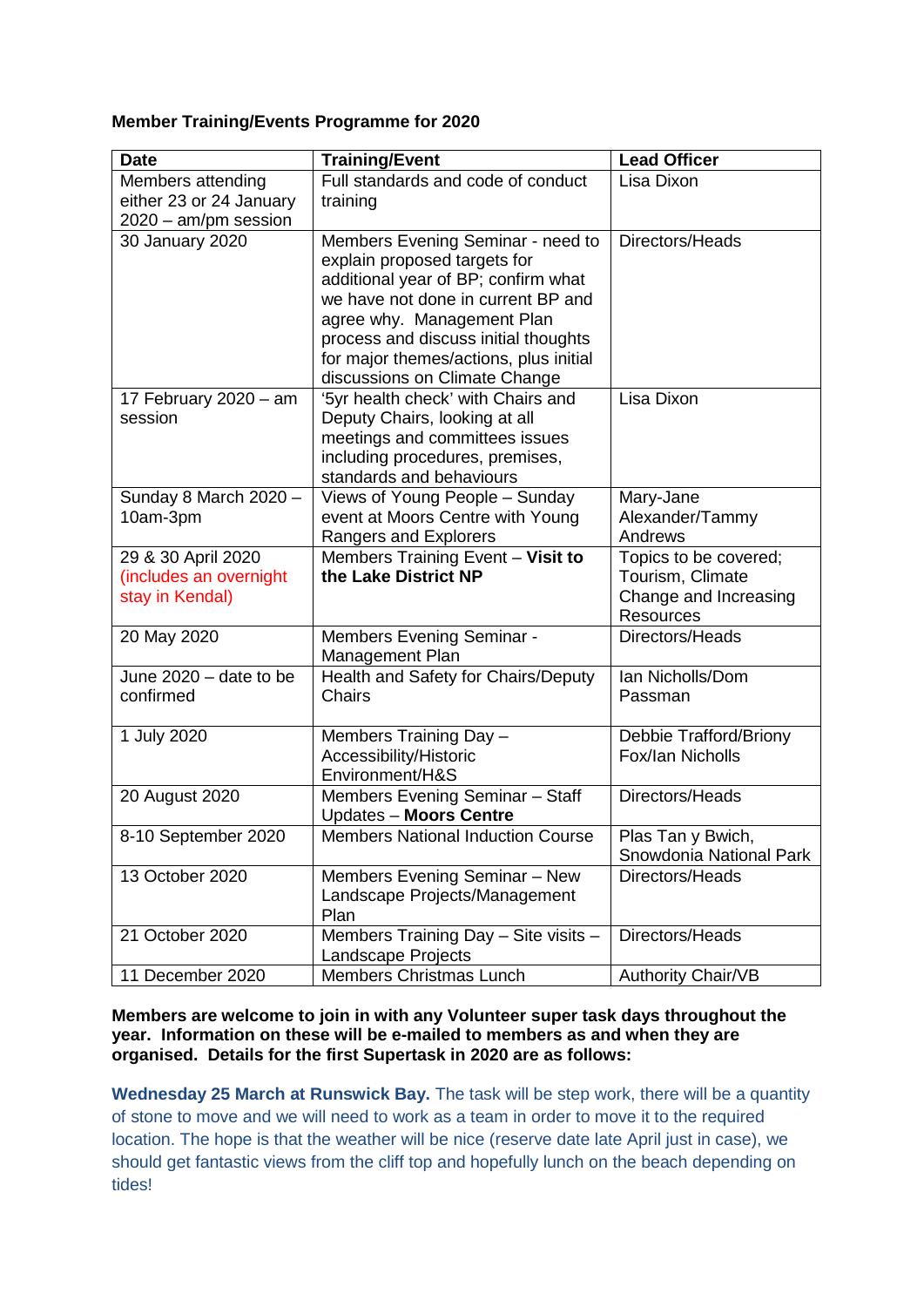**Member Training/Events Programme for 2020**

| Date | Training/Event | Lead Officer |
|---|---|---|
| Members attending either 23 or 24 January 2020 – am/pm session | Full standards and code of conduct training | Lisa Dixon |
| 30 January 2020 | Members Evening Seminar - need to explain proposed targets for additional year of BP; confirm what we have not done in current BP and agree why. Management Plan process and discuss initial thoughts for major themes/actions, plus initial discussions on Climate Change | Directors/Heads |
| 17 February 2020 – am session | '5yr health check' with Chairs and Deputy Chairs, looking at all meetings and committees issues including procedures, premises, standards and behaviours | Lisa Dixon |
| Sunday 8 March 2020 – 10am-3pm | Views of Young People – Sunday event at Moors Centre with Young Rangers and Explorers | Mary-Jane Alexander/Tammy Andrews |
| 29 & 30 April 2020 (includes an overnight stay in Kendal) | Members Training Event – **Visit to the Lake District NP** | Topics to be covered; Tourism, Climate Change and Increasing Resources |
| 20 May 2020 | Members Evening Seminar - Management Plan | Directors/Heads |
| June 2020 – date to be confirmed | Health and Safety for Chairs/Deputy Chairs | Ian Nicholls/Dom Passman |
| 1 July 2020 | Members Training Day – Accessibility/Historic Environment/H&S | Debbie Trafford/Briony Fox/Ian Nicholls |
| 20 August 2020 | Members Evening Seminar – Staff Updates – **Moors Centre** | Directors/Heads |
| 8-10 September 2020 | Members National Induction Course | Plas Tan y Bwich, Snowdonia National Park |
| 13 October 2020 | Members Evening Seminar – New Landscape Projects/Management Plan | Directors/Heads |
| 21 October 2020 | Members Training Day – Site visits – Landscape Projects | Directors/Heads |
| 11 December 2020 | Members Christmas Lunch | Authority Chair/VB |

**Members are welcome to join in with any Volunteer super task days throughout the year. Information on these will be e-mailed to members as and when they are organised. Details for the first Supertask in 2020 are as follows:**

**Wednesday 25 March at Runswick Bay.** The task will be step work, there will be a quantity of stone to move and we will need to work as a team in order to move it to the required location. The hope is that the weather will be nice (reserve date late April just in case), we should get fantastic views from the cliff top and hopefully lunch on the beach depending on tides!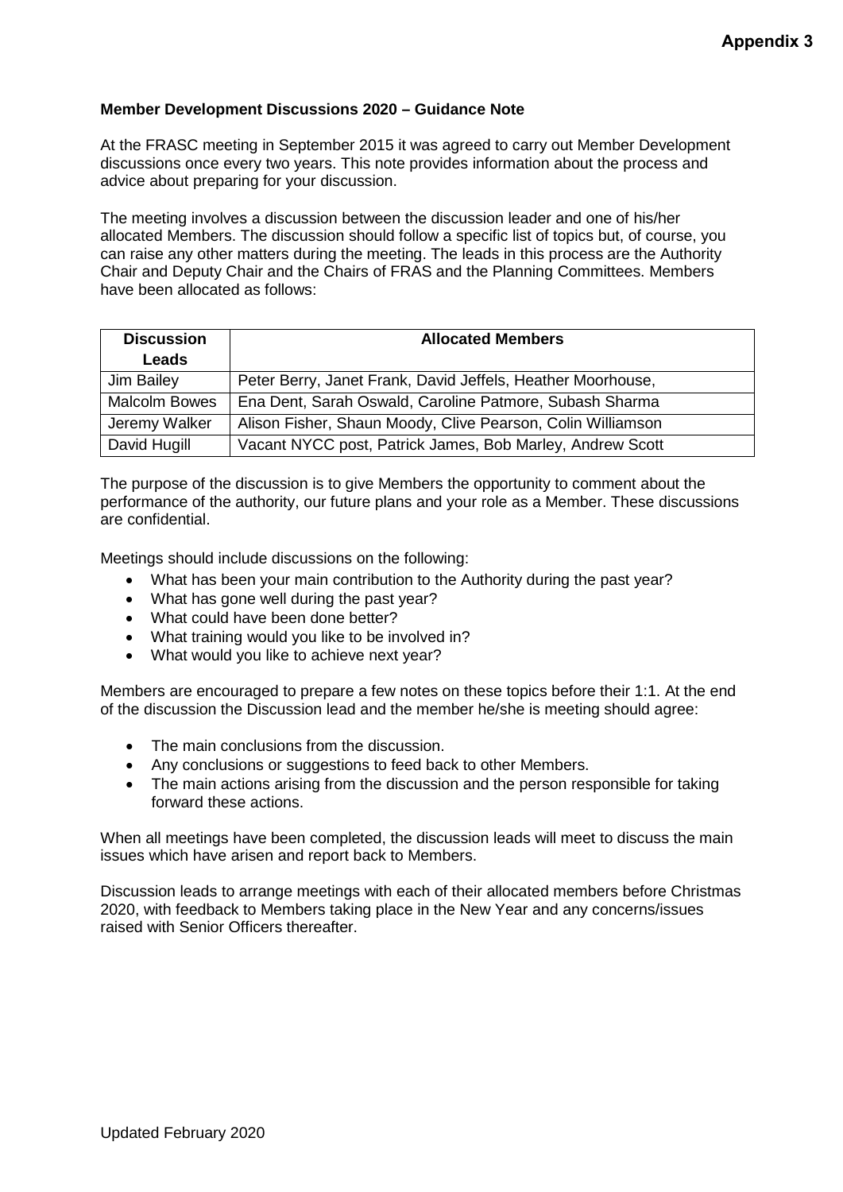**Appendix 3**

**Member Development Discussions 2020 – Guidance Note**

At the FRASC meeting in September 2015 it was agreed to carry out Member Development discussions once every two years. This note provides information about the process and advice about preparing for your discussion.

The meeting involves a discussion between the discussion leader and one of his/her allocated Members. The discussion should follow a specific list of topics but, of course, you can raise any other matters during the meeting. The leads in this process are the Authority Chair and Deputy Chair and the Chairs of FRAS and the Planning Committees. Members have been allocated as follows:

| Discussion Leads | Allocated Members |
|---|---|
| Jim Bailey | Peter Berry, Janet Frank, David Jeffels, Heather Moorhouse, |
| Malcolm Bowes | Ena Dent, Sarah Oswald, Caroline Patmore, Subash Sharma |
| Jeremy Walker | Alison Fisher, Shaun Moody, Clive Pearson, Colin Williamson |
| David Hugill | Vacant NYCC post, Patrick James, Bob Marley, Andrew Scott |

The purpose of the discussion is to give Members the opportunity to comment about the performance of the authority, our future plans and your role as a Member. These discussions are confidential.

Meetings should include discussions on the following:

- What has been your main contribution to the Authority during the past year?
- What has gone well during the past year?
- What could have been done better?
- What training would you like to be involved in?
- What would you like to achieve next year?

Members are encouraged to prepare a few notes on these topics before their 1:1. At the end of the discussion the Discussion lead and the member he/she is meeting should agree:

- The main conclusions from the discussion.
- Any conclusions or suggestions to feed back to other Members.
- The main actions arising from the discussion and the person responsible for taking forward these actions.

When all meetings have been completed, the discussion leads will meet to discuss the main issues which have arisen and report back to Members.

Discussion leads to arrange meetings with each of their allocated members before Christmas 2020, with feedback to Members taking place in the New Year and any concerns/issues raised with Senior Officers thereafter.

Updated February 2020